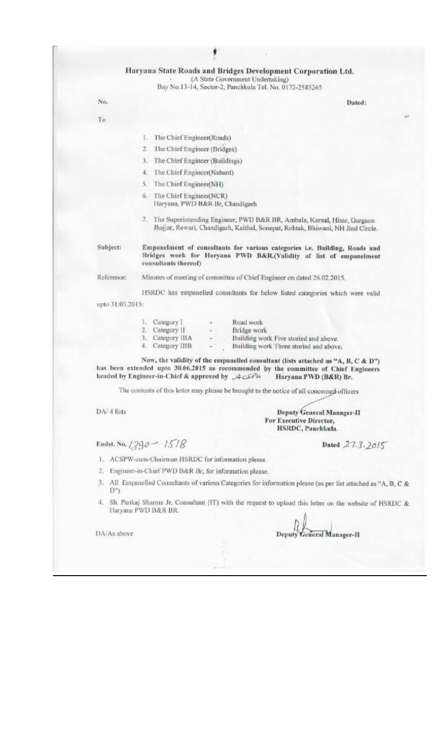# Haryana State Roads and Bridges Development Corporation Ltd.

(A State Government Undertaking)
Bay No.13-14, Sector-2, Panchkula Tel. No. 0172-2585265

No. Dated:

To

1. The Chief Engineer(Roads)
2. The Chief Engineer (Bridges)
3. The Chief Engineer (Buildings)
4. The Chief Engineer(Nabard)
5. The Chief Engineer(NH)
6. The Chief Engineer(NCR)
   Haryana, PWD B&R Br, Chandigarh
7. The Superintending Engineer, PWD B&R BR, Ambala, Karnal, Hisar, Gurgaon Jhajjar, Rewari, Chandigarh, Kaithal, Sonepat, Rohtak, Bhiwani, NH Jind Circle.

**Subject:** **Empanelment of consultants for various categories i.e. Building, Roads and Bridges work for Haryana PWD B&R.(Validity of list of empanelment consultants thereof)**

**Reference:** Minutes of meeting of committee of Chief Engineer on dated 26.02.2015.

HSRDC has empanelled consultants for below listed categories which were valid upto 31.03.2015:

1. Category I - Road work
2. Category II - Bridge work
3. Category IIIA - Building work Five storied and above.
4. Category IIIB - Building work Three storied and above.

**Now, the validity of the empanelled consultant (lists attached as "A, B, C & D") has been extended upto 30.06.2015 as recommended by the committee of Chief Engineers headed by Engineer-in-Chief & approved by** ACSPW **Haryana PWD (B&R) Br.**

The contents of this letter may please be brought to the notice of all concerned officers

DA/ 4 lists

**Deputy General Manager-II**
**For Executive Director,**
**HSRDC, Panchkula.**

Endst. No. 1390 - 1518 Dated 27.3.2015

1. ACSPW-cum-Chairman HSRDC for information please
2. Engineer-in-Chief PWD B&R Br, for information please.
3. All Empanelled Consultants of various Categories for information please (as per list attached as "A, B, C & D")
4. Sh. Pankaj Sharma Jr. Consultant (IT) with the request to upload this letter on the website of HSRDC & Haryana PWD B&R BR.

DA/As above

**Deputy General Manager-II**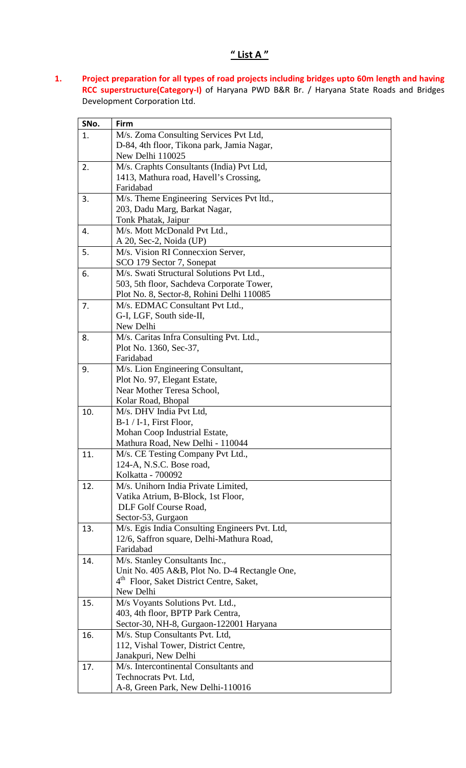## " List A "

**1. Project preparation for all types of road projects including bridges upto 60m length and having RCC superstructure(Category-I)** of Haryana PWD B&R Br. / Haryana State Roads and Bridges Development Corporation Ltd.

| SNo. | Firm |
|---|---|
| 1. | M/s. Zoma Consulting Services Pvt Ltd, D-84, 4th floor, Tikona park, Jamia Nagar, New Delhi 110025 |
| 2. | M/s. Craphts Consultants (India) Pvt Ltd, 1413, Mathura road, Havell's Crossing, Faridabad |
| 3. | M/s. Theme Engineering Services Pvt ltd., 203, Dadu Marg, Barkat Nagar, Tonk Phatak, Jaipur |
| 4. | M/s. Mott McDonald Pvt Ltd., A 20, Sec-2, Noida (UP) |
| 5. | M/s. Vision RI Connecxion Server, SCO 179 Sector 7, Sonepat |
| 6. | M/s. Swati Structural Solutions Pvt Ltd., 503, 5th floor, Sachdeva Corporate Tower, Plot No. 8, Sector-8, Rohini Delhi 110085 |
| 7. | M/s. EDMAC Consultant Pvt Ltd., G-I, LGF, South side-II, New Delhi |
| 8. | M/s. Caritas Infra Consulting Pvt. Ltd., Plot No. 1360, Sec-37, Faridabad |
| 9. | M/s. Lion Engineering Consultant, Plot No. 97, Elegant Estate, Near Mother Teresa School, Kolar Road, Bhopal |
| 10. | M/s. DHV India Pvt Ltd, B-1 / I-1, First Floor, Mohan Coop Industrial Estate, Mathura Road, New Delhi - 110044 |
| 11. | M/s. CE Testing Company Pvt Ltd., 124-A, N.S.C. Bose road, Kolkatta - 700092 |
| 12. | M/s. Unihorn India Private Limited, Vatika Atrium, B-Block, 1st Floor, DLF Golf Course Road, Sector-53, Gurgaon |
| 13. | M/s. Egis India Consulting Engineers Pvt. Ltd, 12/6, Saffron square, Delhi-Mathura Road, Faridabad |
| 14. | M/s. Stanley Consultants Inc., Unit No. 405 A&B, Plot No. D-4 Rectangle One, 4th Floor, Saket District Centre, Saket, New Delhi |
| 15. | M/s Voyants Solutions Pvt. Ltd., 403, 4th floor, BPTP Park Centra, Sector-30, NH-8, Gurgaon-122001 Haryana |
| 16. | M/s. Stup Consultants Pvt. Ltd, 112, Vishal Tower, District Centre, Janakpuri, New Delhi |
| 17. | M/s. Intercontinental Consultants and Technocrats Pvt. Ltd, A-8, Green Park, New Delhi-110016 |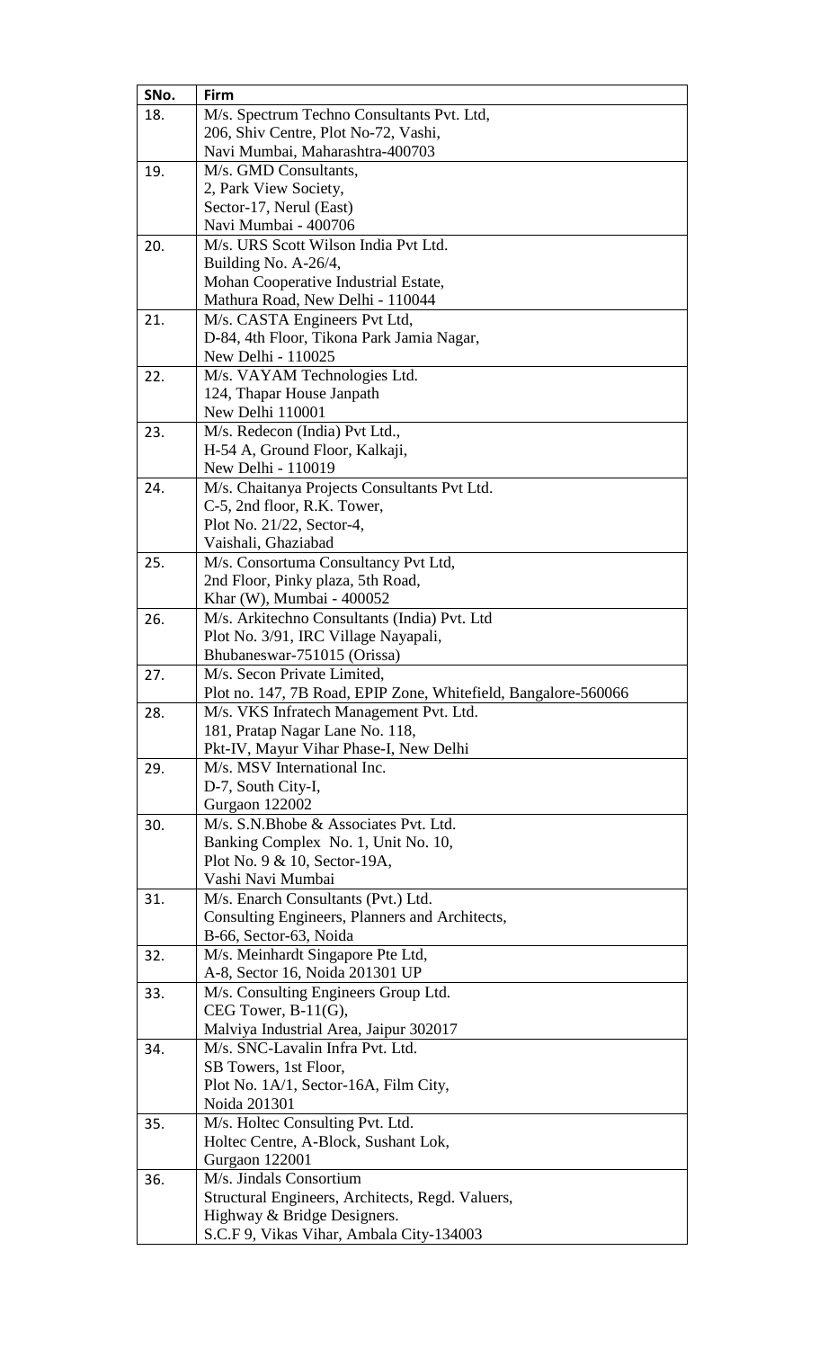| SNo. | Firm |
|---|---|
| 18. | M/s. Spectrum Techno Consultants Pvt. Ltd,<br>206, Shiv Centre, Plot No-72, Vashi,<br>Navi Mumbai, Maharashtra-400703 |
| 19. | M/s. GMD Consultants,<br>2, Park View Society,<br>Sector-17, Nerul (East)<br>Navi Mumbai - 400706 |
| 20. | M/s. URS Scott Wilson India Pvt Ltd.<br>Building No. A-26/4,<br>Mohan Cooperative Industrial Estate,<br>Mathura Road, New Delhi - 110044 |
| 21. | M/s. CASTA Engineers Pvt Ltd,<br>D-84, 4th Floor, Tikona Park Jamia Nagar,<br>New Delhi - 110025 |
| 22. | M/s. VAYAM Technologies Ltd.<br>124, Thapar House Janpath<br>New Delhi 110001 |
| 23. | M/s. Redecon (India) Pvt Ltd.,<br>H-54 A, Ground Floor, Kalkaji,<br>New Delhi - 110019 |
| 24. | M/s. Chaitanya Projects Consultants Pvt Ltd.<br>C-5, 2nd floor, R.K. Tower,<br>Plot No. 21/22, Sector-4,<br>Vaishali, Ghaziabad |
| 25. | M/s. Consortuma Consultancy Pvt Ltd,<br>2nd Floor, Pinky plaza, 5th Road,<br>Khar (W), Mumbai - 400052 |
| 26. | M/s. Arkitechno Consultants (India) Pvt. Ltd<br>Plot No. 3/91, IRC Village Nayapali,<br>Bhubaneswar-751015 (Orissa) |
| 27. | M/s. Secon Private Limited,<br>Plot no. 147, 7B Road, EPIP Zone, Whitefield, Bangalore-560066 |
| 28. | M/s. VKS Infratech Management Pvt. Ltd.<br>181, Pratap Nagar Lane No. 118,<br>Pkt-IV, Mayur Vihar Phase-I, New Delhi |
| 29. | M/s. MSV International Inc.<br>D-7, South City-I,<br>Gurgaon 122002 |
| 30. | M/s. S.N.Bhobe & Associates Pvt. Ltd.<br>Banking Complex No. 1, Unit No. 10,<br>Plot No. 9 & 10, Sector-19A,<br>Vashi Navi Mumbai |
| 31. | M/s. Enarch Consultants (Pvt.) Ltd.<br>Consulting Engineers, Planners and Architects,<br>B-66, Sector-63, Noida |
| 32. | M/s. Meinhardt Singapore Pte Ltd,<br>A-8, Sector 16, Noida 201301 UP |
| 33. | M/s. Consulting Engineers Group Ltd.<br>CEG Tower, B-11(G),<br>Malviya Industrial Area, Jaipur 302017 |
| 34. | M/s. SNC-Lavalin Infra Pvt. Ltd.<br>SB Towers, 1st Floor,<br>Plot No. 1A/1, Sector-16A, Film City,<br>Noida 201301 |
| 35. | M/s. Holtec Consulting Pvt. Ltd.<br>Holtec Centre, A-Block, Sushant Lok,<br>Gurgaon 122001 |
| 36. | M/s. Jindals Consortium<br>Structural Engineers, Architects, Regd. Valuers,<br>Highway & Bridge Designers.<br>S.C.F 9, Vikas Vihar, Ambala City-134003 |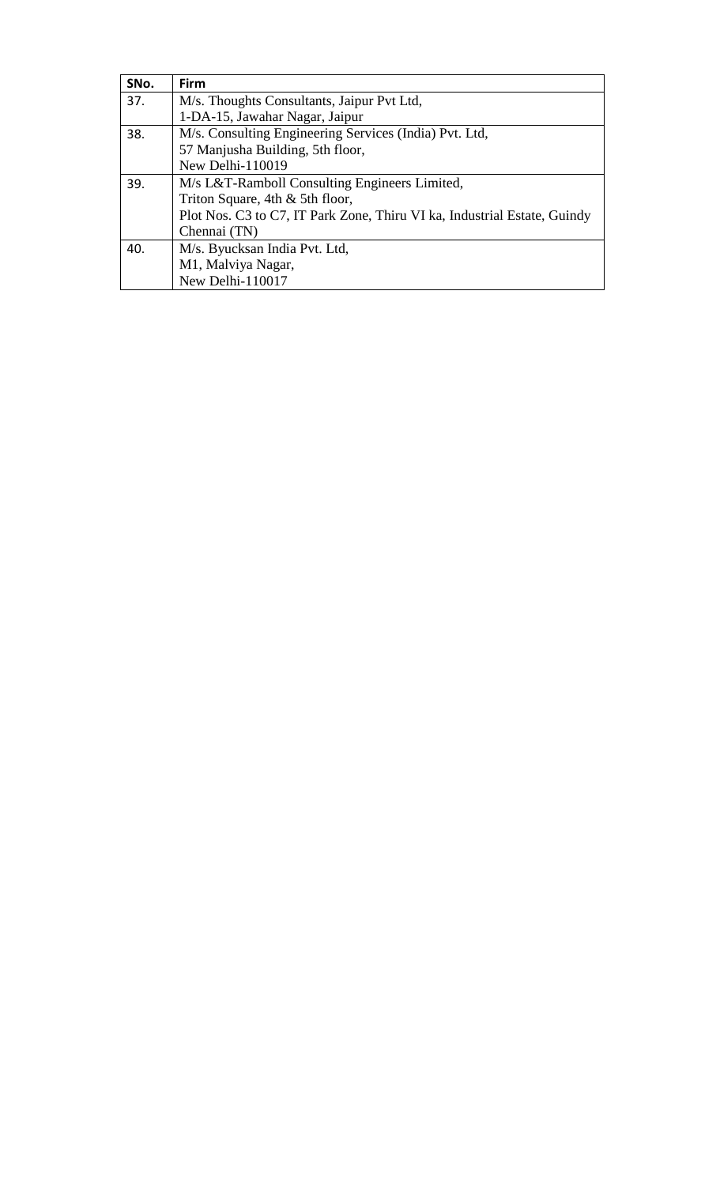| SNo. | Firm |
|---|---|
| 37. | M/s. Thoughts Consultants, Jaipur Pvt Ltd,<br>1-DA-15, Jawahar Nagar, Jaipur |
| 38. | M/s. Consulting Engineering Services (India) Pvt. Ltd,<br>57 Manjusha Building, 5th floor,<br>New Delhi-110019 |
| 39. | M/s L&T-Ramboll Consulting Engineers Limited,<br>Triton Square, 4th & 5th floor,<br>Plot Nos. C3 to C7, IT Park Zone, Thiru VI ka, Industrial Estate, Guindy<br>Chennai (TN) |
| 40. | M/s. Byucksan India Pvt. Ltd,<br>M1, Malviya Nagar,<br>New Delhi-110017 |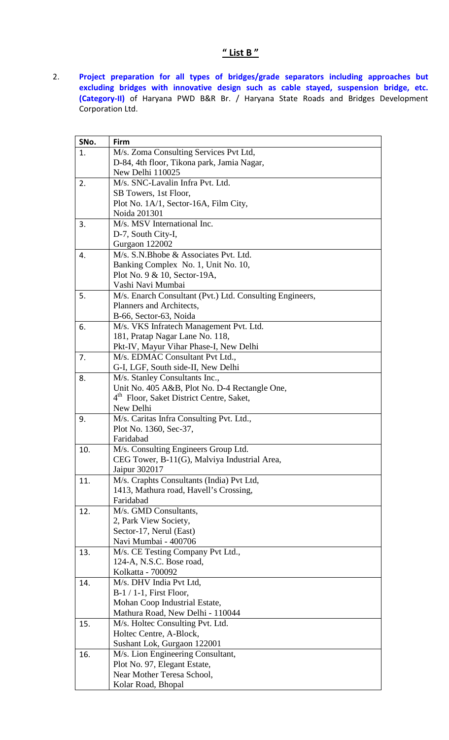## " List B "

2. **Project preparation for all types of bridges/grade separators including approaches but excluding bridges with innovative design such as cable stayed, suspension bridge, etc. (Category-II)** of Haryana PWD B&R Br. / Haryana State Roads and Bridges Development Corporation Ltd.

| SNo. | Firm |
|---|---|
| 1. | M/s. Zoma Consulting Services Pvt Ltd,<br>D-84, 4th floor, Tikona park, Jamia Nagar,<br>New Delhi 110025 |
| 2. | M/s. SNC-Lavalin Infra Pvt. Ltd.<br>SB Towers, 1st Floor,<br>Plot No. 1A/1, Sector-16A, Film City,<br>Noida 201301 |
| 3. | M/s. MSV International Inc.<br>D-7, South City-I,<br>Gurgaon 122002 |
| 4. | M/s. S.N.Bhobe & Associates Pvt. Ltd.<br>Banking Complex No. 1, Unit No. 10,<br>Plot No. 9 & 10, Sector-19A,<br>Vashi Navi Mumbai |
| 5. | M/s. Enarch Consultant (Pvt.) Ltd. Consulting Engineers,<br>Planners and Architects,<br>B-66, Sector-63, Noida |
| 6. | M/s. VKS Infratech Management Pvt. Ltd.<br>181, Pratap Nagar Lane No. 118,<br>Pkt-IV, Mayur Vihar Phase-I, New Delhi |
| 7. | M/s. EDMAC Consultant Pvt Ltd.,<br>G-I, LGF, South side-II, New Delhi |
| 8. | M/s. Stanley Consultants Inc.,<br>Unit No. 405 A&B, Plot No. D-4 Rectangle One,<br>4th Floor, Saket District Centre, Saket,<br>New Delhi |
| 9. | M/s. Caritas Infra Consulting Pvt. Ltd.,<br>Plot No. 1360, Sec-37,<br>Faridabad |
| 10. | M/s. Consulting Engineers Group Ltd.<br>CEG Tower, B-11(G), Malviya Industrial Area,<br>Jaipur 302017 |
| 11. | M/s. Craphts Consultants (India) Pvt Ltd,<br>1413, Mathura road, Havell's Crossing,<br>Faridabad |
| 12. | M/s. GMD Consultants,<br>2, Park View Society,<br>Sector-17, Nerul (East)<br>Navi Mumbai - 400706 |
| 13. | M/s. CE Testing Company Pvt Ltd.,<br>124-A, N.S.C. Bose road,<br>Kolkatta - 700092 |
| 14. | M/s. DHV India Pvt Ltd,<br>B-1 / 1-1, First Floor,<br>Mohan Coop Industrial Estate,<br>Mathura Road, New Delhi - 110044 |
| 15. | M/s. Holtec Consulting Pvt. Ltd.<br>Holtec Centre, A-Block,<br>Sushant Lok, Gurgaon 122001 |
| 16. | M/s. Lion Engineering Consultant,<br>Plot No. 97, Elegant Estate,<br>Near Mother Teresa School,<br>Kolar Road, Bhopal |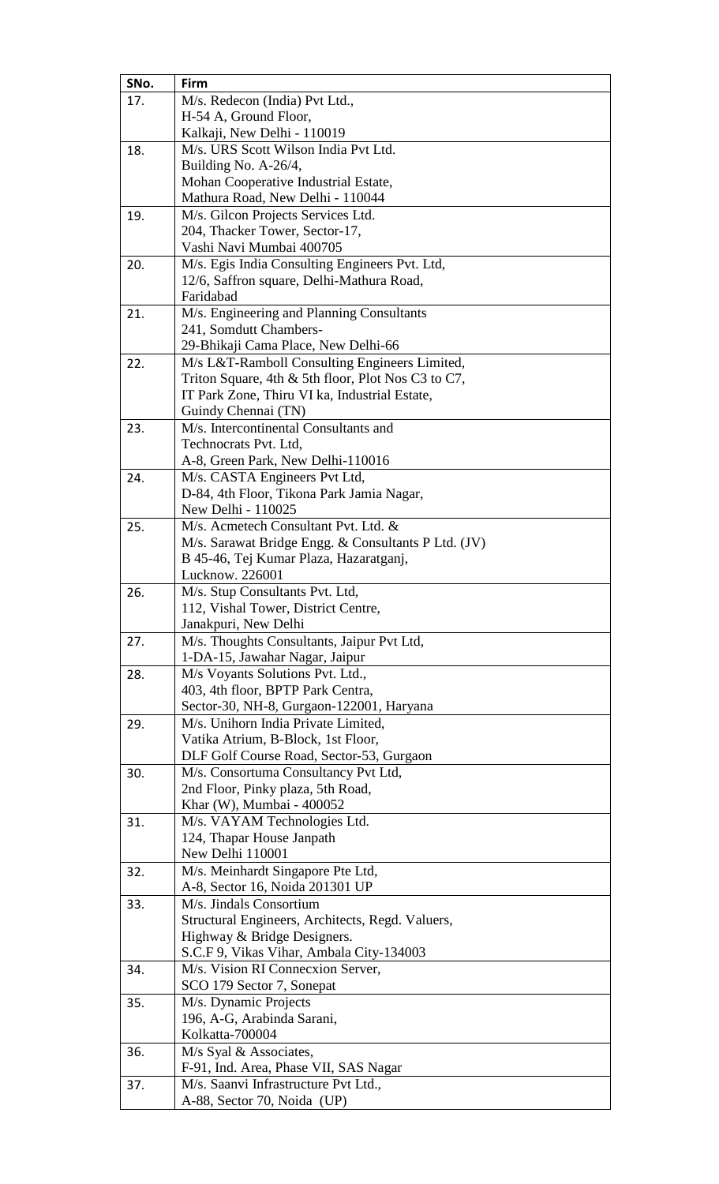| SNo. | Firm |
|---|---|
| 17. | M/s. Redecon (India) Pvt Ltd.,<br>H-54 A, Ground Floor,<br>Kalkaji, New Delhi - 110019 |
| 18. | M/s. URS Scott Wilson India Pvt Ltd.<br>Building No. A-26/4,<br>Mohan Cooperative Industrial Estate,<br>Mathura Road, New Delhi - 110044 |
| 19. | M/s. Gilcon Projects Services Ltd.<br>204, Thacker Tower, Sector-17,<br>Vashi Navi Mumbai 400705 |
| 20. | M/s. Egis India Consulting Engineers Pvt. Ltd,<br>12/6, Saffron square, Delhi-Mathura Road,<br>Faridabad |
| 21. | M/s. Engineering and Planning Consultants<br>241, Somdutt Chambers-<br>29-Bhikaji Cama Place, New Delhi-66 |
| 22. | M/s L&T-Ramboll Consulting Engineers Limited,<br>Triton Square, 4th & 5th floor, Plot Nos C3 to C7,<br>IT Park Zone, Thiru VI ka, Industrial Estate,<br>Guindy Chennai (TN) |
| 23. | M/s. Intercontinental Consultants and<br>Technocrats Pvt. Ltd,<br>A-8, Green Park, New Delhi-110016 |
| 24. | M/s. CASTA Engineers Pvt Ltd,<br>D-84, 4th Floor, Tikona Park Jamia Nagar,<br>New Delhi - 110025 |
| 25. | M/s. Acmetech Consultant Pvt. Ltd. &<br>M/s. Sarawat Bridge Engg. & Consultants P Ltd. (JV)<br>B 45-46, Tej Kumar Plaza, Hazaratganj,<br>Lucknow. 226001 |
| 26. | M/s. Stup Consultants Pvt. Ltd,<br>112, Vishal Tower, District Centre,<br>Janakpuri, New Delhi |
| 27. | M/s. Thoughts Consultants, Jaipur Pvt Ltd,<br>1-DA-15, Jawahar Nagar, Jaipur |
| 28. | M/s Voyants Solutions Pvt. Ltd.,<br>403, 4th floor, BPTP Park Centra,<br>Sector-30, NH-8, Gurgaon-122001, Haryana |
| 29. | M/s. Unihorn India Private Limited,<br>Vatika Atrium, B-Block, 1st Floor,<br>DLF Golf Course Road, Sector-53, Gurgaon |
| 30. | M/s. Consortuma Consultancy Pvt Ltd,<br>2nd Floor, Pinky plaza, 5th Road,<br>Khar (W), Mumbai - 400052 |
| 31. | M/s. VAYAM Technologies Ltd.<br>124, Thapar House Janpath<br>New Delhi 110001 |
| 32. | M/s. Meinhardt Singapore Pte Ltd,<br>A-8, Sector 16, Noida 201301 UP |
| 33. | M/s. Jindals Consortium<br>Structural Engineers, Architects, Regd. Valuers,<br>Highway & Bridge Designers.<br>S.C.F 9, Vikas Vihar, Ambala City-134003 |
| 34. | M/s. Vision RI Connecxion Server,<br>SCO 179 Sector 7, Sonepat |
| 35. | M/s. Dynamic Projects<br>196, A-G, Arabinda Sarani,<br>Kolkatta-700004 |
| 36. | M/s Syal & Associates,<br>F-91, Ind. Area, Phase VII, SAS Nagar |
| 37. | M/s. Saanvi Infrastructure Pvt Ltd.,<br>A-88, Sector 70, Noida (UP) |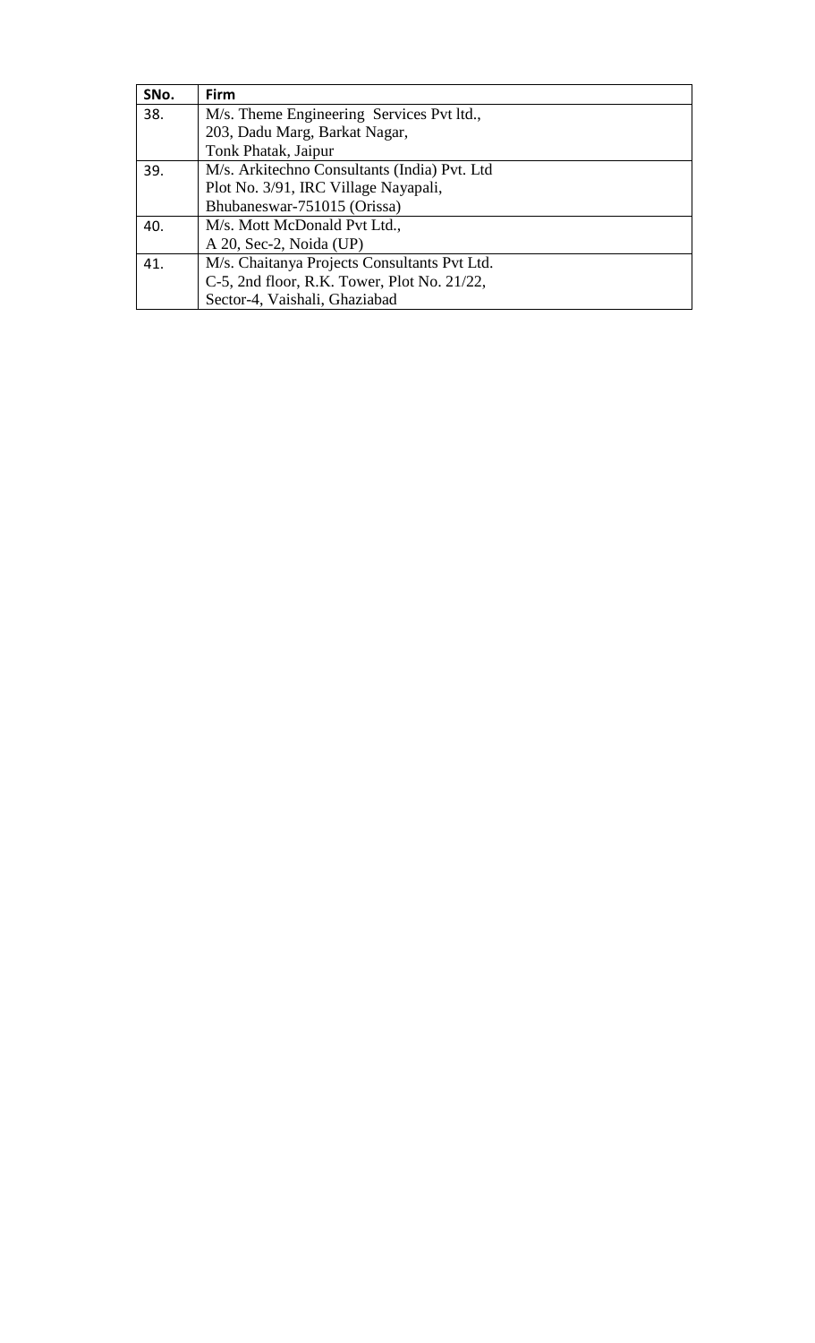| SNo. | Firm |
| --- | --- |
| 38. | M/s. Theme Engineering Services Pvt ltd.,<br>203, Dadu Marg, Barkat Nagar,<br>Tonk Phatak, Jaipur |
| 39. | M/s. Arkitechno Consultants (India) Pvt. Ltd<br>Plot No. 3/91, IRC Village Nayapali,<br>Bhubaneswar-751015 (Orissa) |
| 40. | M/s. Mott McDonald Pvt Ltd.,<br>A 20, Sec-2, Noida (UP) |
| 41. | M/s. Chaitanya Projects Consultants Pvt Ltd.<br>C-5, 2nd floor, R.K. Tower, Plot No. 21/22,<br>Sector-4, Vaishali, Ghaziabad |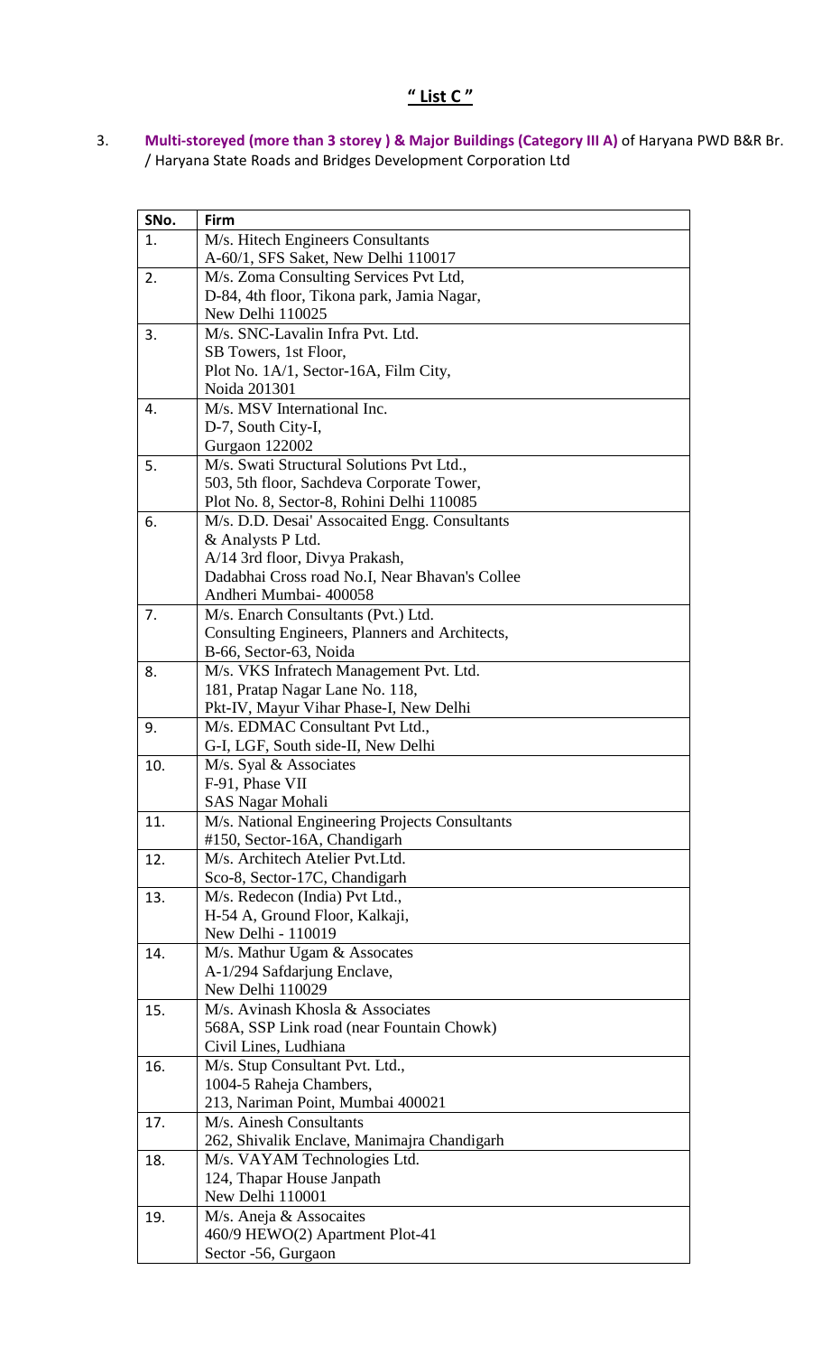## " List C "

3. **Multi-storeyed (more than 3 storey ) & Major Buildings (Category III A)** of Haryana PWD B&R Br. / Haryana State Roads and Bridges Development Corporation Ltd

| SNo. | Firm |
|---|---|
| 1. | M/s. Hitech Engineers Consultants<br>A-60/1, SFS Saket, New Delhi 110017 |
| 2. | M/s. Zoma Consulting Services Pvt Ltd,<br>D-84, 4th floor, Tikona park, Jamia Nagar,<br>New Delhi 110025 |
| 3. | M/s. SNC-Lavalin Infra Pvt. Ltd.<br>SB Towers, 1st Floor,<br>Plot No. 1A/1, Sector-16A, Film City,<br>Noida 201301 |
| 4. | M/s. MSV International Inc.<br>D-7, South City-I,<br>Gurgaon 122002 |
| 5. | M/s. Swati Structural Solutions Pvt Ltd.,<br>503, 5th floor, Sachdeva Corporate Tower,<br>Plot No. 8, Sector-8, Rohini Delhi 110085 |
| 6. | M/s. D.D. Desai' Assocaited Engg. Consultants<br>& Analysts P Ltd.<br>A/14 3rd floor, Divya Prakash,<br>Dadabhai Cross road No.I, Near Bhavan's Collee<br>Andheri Mumbai- 400058 |
| 7. | M/s. Enarch Consultants (Pvt.) Ltd.<br>Consulting Engineers, Planners and Architects,<br>B-66, Sector-63, Noida |
| 8. | M/s. VKS Infratech Management Pvt. Ltd.<br>181, Pratap Nagar Lane No. 118,<br>Pkt-IV, Mayur Vihar Phase-I, New Delhi |
| 9. | M/s. EDMAC Consultant Pvt Ltd.,<br>G-I, LGF, South side-II, New Delhi |
| 10. | M/s. Syal & Associates<br>F-91, Phase VII<br>SAS Nagar Mohali |
| 11. | M/s. National Engineering Projects Consultants<br>#150, Sector-16A, Chandigarh |
| 12. | M/s. Architech Atelier Pvt.Ltd.<br>Sco-8, Sector-17C, Chandigarh |
| 13. | M/s. Redecon (India) Pvt Ltd.,<br>H-54 A, Ground Floor, Kalkaji,<br>New Delhi - 110019 |
| 14. | M/s. Mathur Ugam & Assocates<br>A-1/294 Safdarjung Enclave,<br>New Delhi 110029 |
| 15. | M/s. Avinash Khosla & Associates<br>568A, SSP Link road (near Fountain Chowk)<br>Civil Lines, Ludhiana |
| 16. | M/s. Stup Consultant Pvt. Ltd.,<br>1004-5 Raheja Chambers,<br>213, Nariman Point, Mumbai 400021 |
| 17. | M/s. Ainesh Consultants<br>262, Shivalik Enclave, Manimajra Chandigarh |
| 18. | M/s. VAYAM Technologies Ltd.<br>124, Thapar House Janpath<br>New Delhi 110001 |
| 19. | M/s. Aneja & Assocaites<br>460/9 HEWO(2) Apartment Plot-41<br>Sector -56, Gurgaon |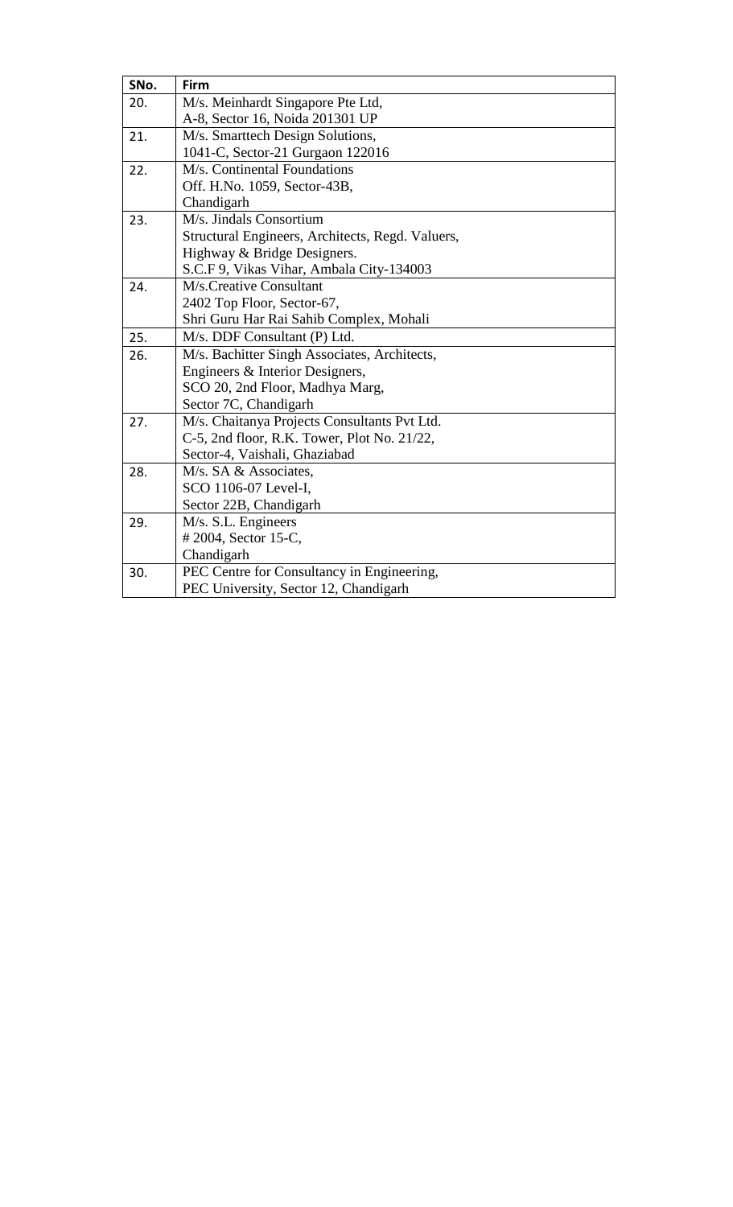| SNo. | Firm |
|---|---|
| 20. | M/s. Meinhardt Singapore Pte Ltd, A-8, Sector 16, Noida 201301 UP |
| 21. | M/s. Smarttech Design Solutions, 1041-C, Sector-21 Gurgaon 122016 |
| 22. | M/s. Continental Foundations Off. H.No. 1059, Sector-43B, Chandigarh |
| 23. | M/s. Jindals Consortium Structural Engineers, Architects, Regd. Valuers, Highway & Bridge Designers. S.C.F 9, Vikas Vihar, Ambala City-134003 |
| 24. | M/s.Creative Consultant 2402 Top Floor, Sector-67, Shri Guru Har Rai Sahib Complex, Mohali |
| 25. | M/s. DDF Consultant (P) Ltd. |
| 26. | M/s. Bachitter Singh Associates, Architects, Engineers & Interior Designers, SCO 20, 2nd Floor, Madhya Marg, Sector 7C, Chandigarh |
| 27. | M/s. Chaitanya Projects Consultants Pvt Ltd. C-5, 2nd floor, R.K. Tower, Plot No. 21/22, Sector-4, Vaishali, Ghaziabad |
| 28. | M/s. SA & Associates, SCO 1106-07 Level-I, Sector 22B, Chandigarh |
| 29. | M/s. S.L. Engineers # 2004, Sector 15-C, Chandigarh |
| 30. | PEC Centre for Consultancy in Engineering, PEC University, Sector 12, Chandigarh |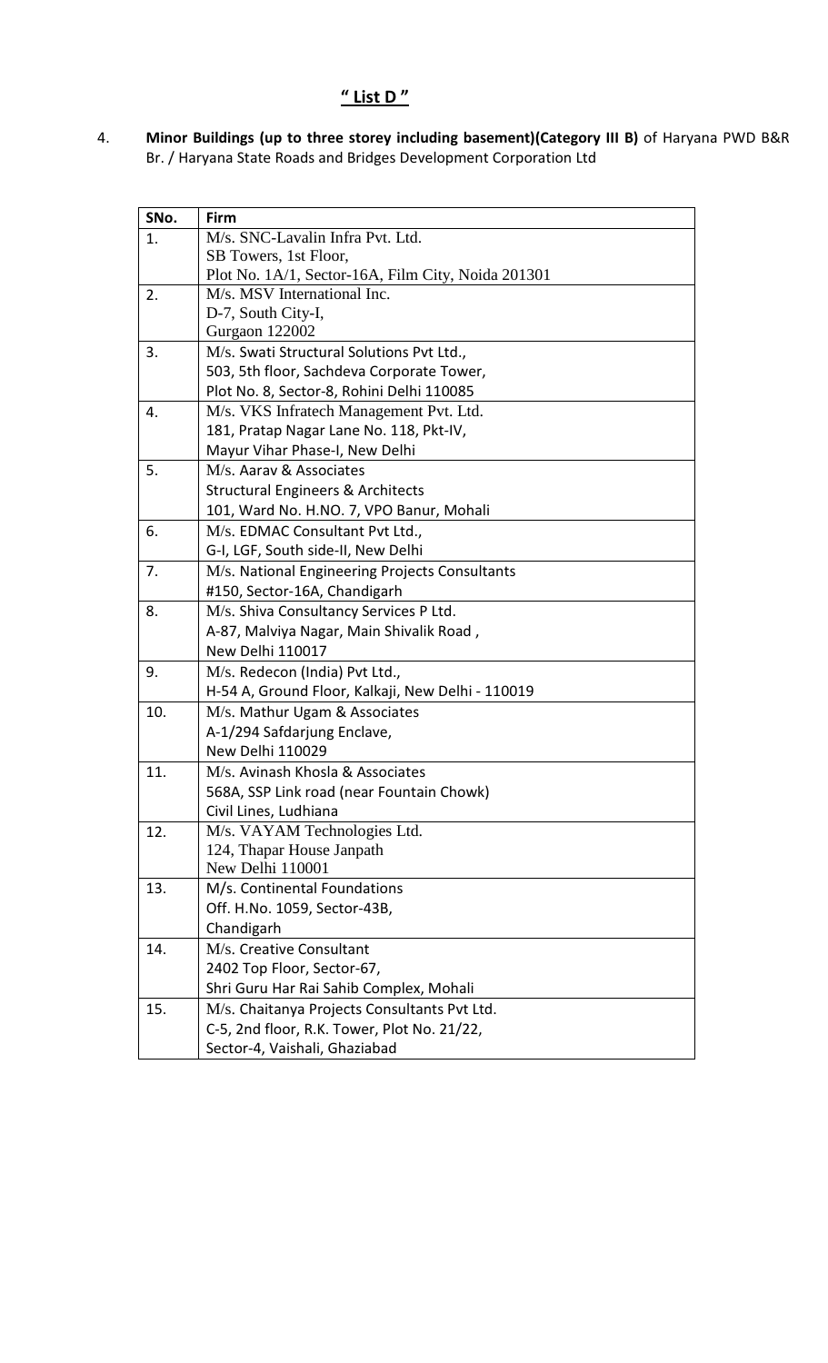## " List D "

4. **Minor Buildings (up to three storey including basement)(Category III B)** of Haryana PWD B&R Br. / Haryana State Roads and Bridges Development Corporation Ltd

| SNo. | Firm |
|---|---|
| 1. | M/s. SNC-Lavalin Infra Pvt. Ltd.<br>SB Towers, 1st Floor,<br>Plot No. 1A/1, Sector-16A, Film City, Noida 201301 |
| 2. | M/s. MSV International Inc.<br>D-7, South City-I,<br>Gurgaon 122002 |
| 3. | M/s. Swati Structural Solutions Pvt Ltd.,<br>503, 5th floor, Sachdeva Corporate Tower,<br>Plot No. 8, Sector-8, Rohini Delhi 110085 |
| 4. | M/s. VKS Infratech Management Pvt. Ltd.<br>181, Pratap Nagar Lane No. 118, Pkt-IV,<br>Mayur Vihar Phase-I, New Delhi |
| 5. | M/s. Aarav & Associates<br>Structural Engineers & Architects<br>101, Ward No. H.NO. 7, VPO Banur, Mohali |
| 6. | M/s. EDMAC Consultant Pvt Ltd.,<br>G-I, LGF, South side-II, New Delhi |
| 7. | M/s. National Engineering Projects Consultants<br>#150, Sector-16A, Chandigarh |
| 8. | M/s. Shiva Consultancy Services P Ltd.<br>A-87, Malviya Nagar, Main Shivalik Road ,<br>New Delhi 110017 |
| 9. | M/s. Redecon (India) Pvt Ltd.,<br>H-54 A, Ground Floor, Kalkaji, New Delhi - 110019 |
| 10. | M/s. Mathur Ugam & Associates<br>A-1/294 Safdarjung Enclave,<br>New Delhi 110029 |
| 11. | M/s. Avinash Khosla & Associates<br>568A, SSP Link road (near Fountain Chowk)<br>Civil Lines, Ludhiana |
| 12. | M/s. VAYAM Technologies Ltd.<br>124, Thapar House Janpath<br>New Delhi 110001 |
| 13. | M/s. Continental Foundations<br>Off. H.No. 1059, Sector-43B,<br>Chandigarh |
| 14. | M/s. Creative Consultant<br>2402 Top Floor, Sector-67,<br>Shri Guru Har Rai Sahib Complex, Mohali |
| 15. | M/s. Chaitanya Projects Consultants Pvt Ltd.<br>C-5, 2nd floor, R.K. Tower, Plot No. 21/22,<br>Sector-4, Vaishali, Ghaziabad |